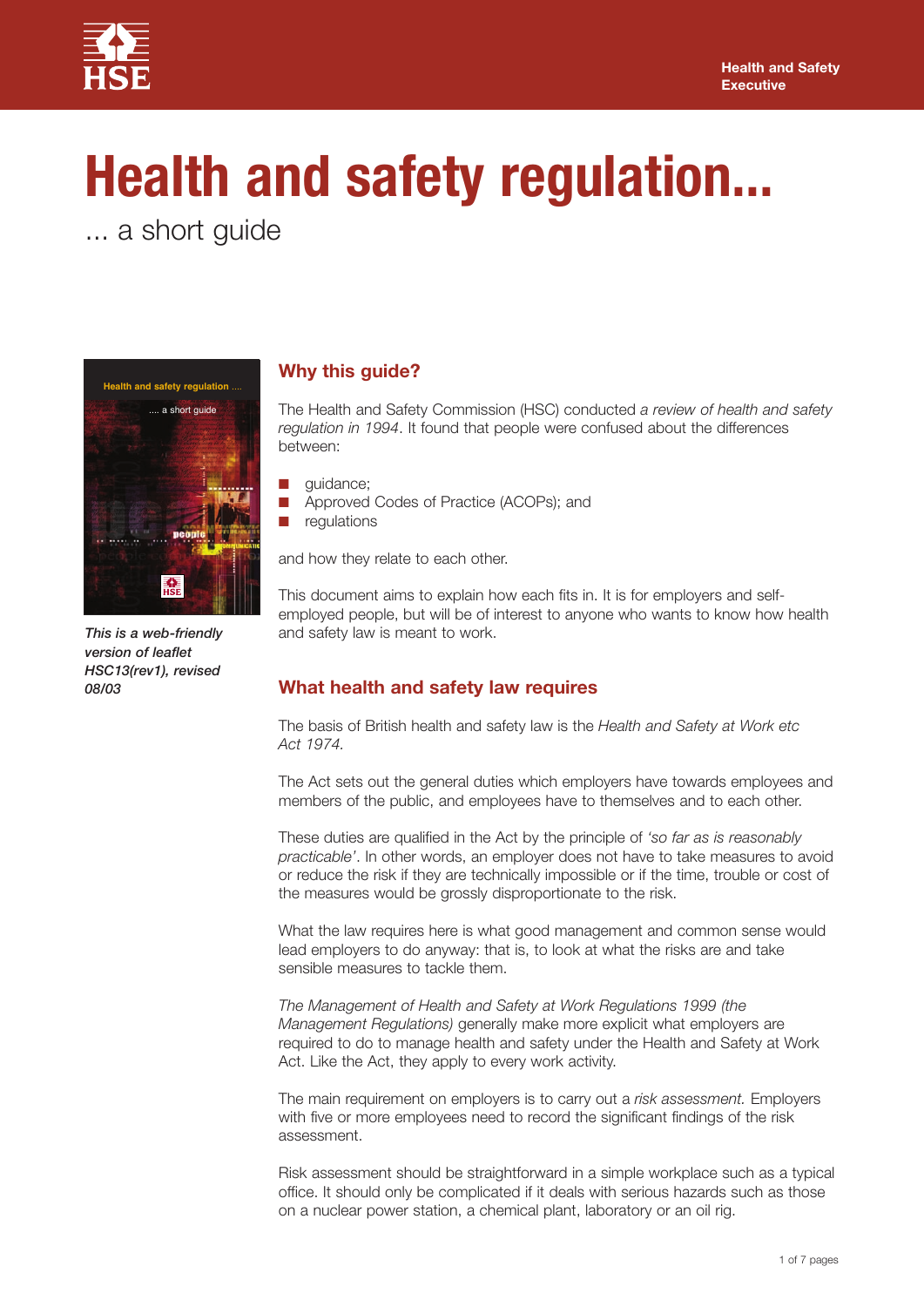HSE

Health and Safety Executive

# Health and safety regulation...

... a short guide

*This is a web-friendly version of leaflet HSC13(rev1), revised 08/03*

## Why this guide?

The Health and Safety Commission (HSC) conducted *a review of health and safety regulation in 1994*. It found that people were confused about the differences between:

- guidance;
- Approved Codes of Practice (ACOPs); and
- regulations

and how they relate to each other.

This document aims to explain how each fits in. It is for employers and self-employed people, but will be of interest to anyone who wants to know how health and safety law is meant to work.

## What health and safety law requires

The basis of British health and safety law is the *Health and Safety at Work etc Act 1974.*

The Act sets out the general duties which employers have towards employees and members of the public, and employees have to themselves and to each other.

These duties are qualified in the Act by the principle of *'so far as is reasonably practicable'*. In other words, an employer does not have to take measures to avoid or reduce the risk if they are technically impossible or if the time, trouble or cost of the measures would be grossly disproportionate to the risk.

What the law requires here is what good management and common sense would lead employers to do anyway: that is, to look at what the risks are and take sensible measures to tackle them.

*The Management of Health and Safety at Work Regulations 1999 (the Management Regulations)* generally make more explicit what employers are required to do to manage health and safety under the Health and Safety at Work Act. Like the Act, they apply to every work activity.

The main requirement on employers is to carry out a *risk assessment.* Employers with five or more employees need to record the significant findings of the risk assessment.

Risk assessment should be straightforward in a simple workplace such as a typical office. It should only be complicated if it deals with serious hazards such as those on a nuclear power station, a chemical plant, laboratory or an oil rig.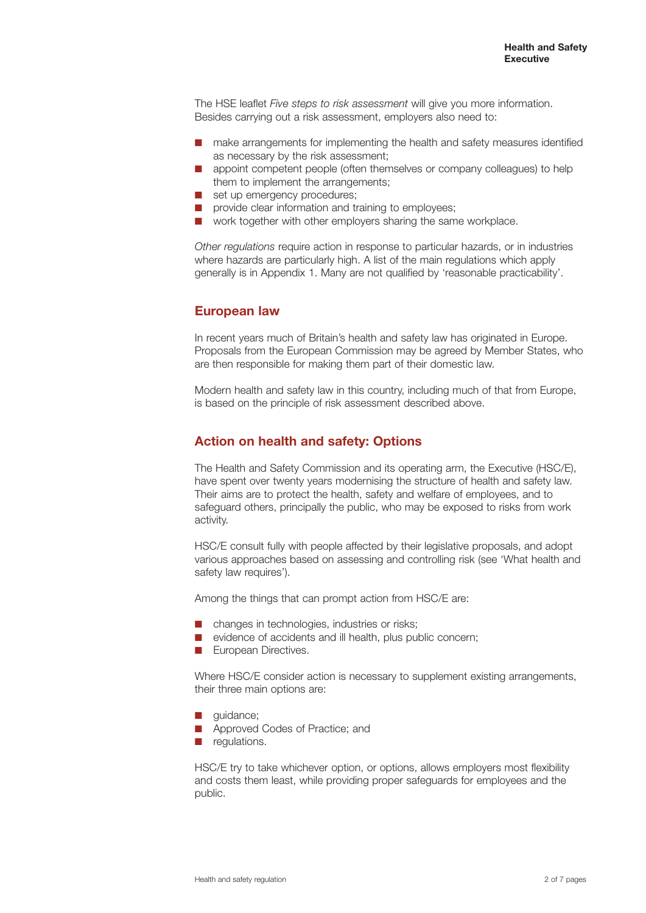The HSE leaflet *Five steps to risk assessment* will give you more information. Besides carrying out a risk assessment, employers also need to:

- make arrangements for implementing the health and safety measures identified as necessary by the risk assessment;
- appoint competent people (often themselves or company colleagues) to help them to implement the arrangements;
- set up emergency procedures;
- provide clear information and training to employees;
- work together with other employers sharing the same workplace.

*Other regulations* require action in response to particular hazards, or in industries where hazards are particularly high. A list of the main regulations which apply generally is in Appendix 1. Many are not qualified by 'reasonable practicability'.

## European law

In recent years much of Britain's health and safety law has originated in Europe. Proposals from the European Commission may be agreed by Member States, who are then responsible for making them part of their domestic law.

Modern health and safety law in this country, including much of that from Europe, is based on the principle of risk assessment described above.

## Action on health and safety: Options

The Health and Safety Commission and its operating arm, the Executive (HSC/E), have spent over twenty years modernising the structure of health and safety law. Their aims are to protect the health, safety and welfare of employees, and to safeguard others, principally the public, who may be exposed to risks from work activity.

HSC/E consult fully with people affected by their legislative proposals, and adopt various approaches based on assessing and controlling risk (see 'What health and safety law requires').

Among the things that can prompt action from HSC/E are:

- changes in technologies, industries or risks;
- evidence of accidents and ill health, plus public concern;
- European Directives.

Where HSC/E consider action is necessary to supplement existing arrangements, their three main options are:

- guidance;
- Approved Codes of Practice; and
- regulations.

HSC/E try to take whichever option, or options, allows employers most flexibility and costs them least, while providing proper safeguards for employees and the public.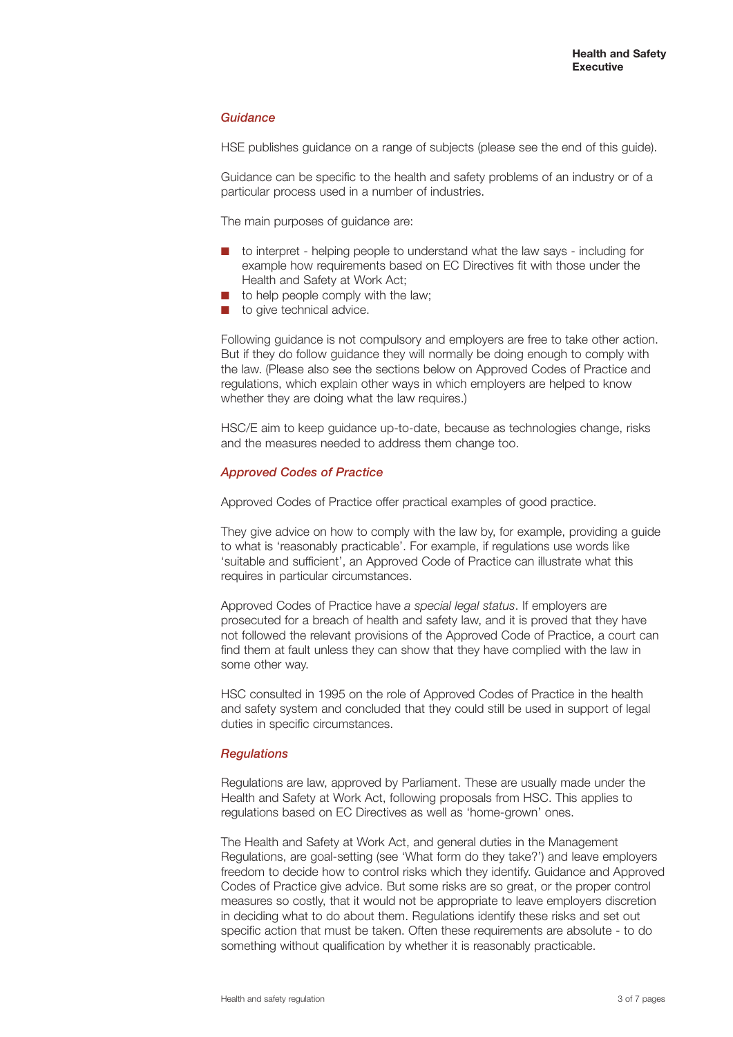### *Guidance*

HSE publishes guidance on a range of subjects (please see the end of this guide).

Guidance can be specific to the health and safety problems of an industry or of a particular process used in a number of industries.

The main purposes of guidance are:

- to interpret - helping people to understand what the law says - including for example how requirements based on EC Directives fit with those under the Health and Safety at Work Act;
- to help people comply with the law;
- to give technical advice.

Following guidance is not compulsory and employers are free to take other action. But if they do follow guidance they will normally be doing enough to comply with the law. (Please also see the sections below on Approved Codes of Practice and regulations, which explain other ways in which employers are helped to know whether they are doing what the law requires.)

HSC/E aim to keep guidance up-to-date, because as technologies change, risks and the measures needed to address them change too.

### *Approved Codes of Practice*

Approved Codes of Practice offer practical examples of good practice.

They give advice on how to comply with the law by, for example, providing a guide to what is 'reasonably practicable'. For example, if regulations use words like 'suitable and sufficient', an Approved Code of Practice can illustrate what this requires in particular circumstances.

Approved Codes of Practice have *a special legal status*. If employers are prosecuted for a breach of health and safety law, and it is proved that they have not followed the relevant provisions of the Approved Code of Practice, a court can find them at fault unless they can show that they have complied with the law in some other way.

HSC consulted in 1995 on the role of Approved Codes of Practice in the health and safety system and concluded that they could still be used in support of legal duties in specific circumstances.

### *Regulations*

Regulations are law, approved by Parliament. These are usually made under the Health and Safety at Work Act, following proposals from HSC. This applies to regulations based on EC Directives as well as 'home-grown' ones.

The Health and Safety at Work Act, and general duties in the Management Regulations, are goal-setting (see 'What form do they take?') and leave employers freedom to decide how to control risks which they identify. Guidance and Approved Codes of Practice give advice. But some risks are so great, or the proper control measures so costly, that it would not be appropriate to leave employers discretion in deciding what to do about them. Regulations identify these risks and set out specific action that must be taken. Often these requirements are absolute - to do something without qualification by whether it is reasonably practicable.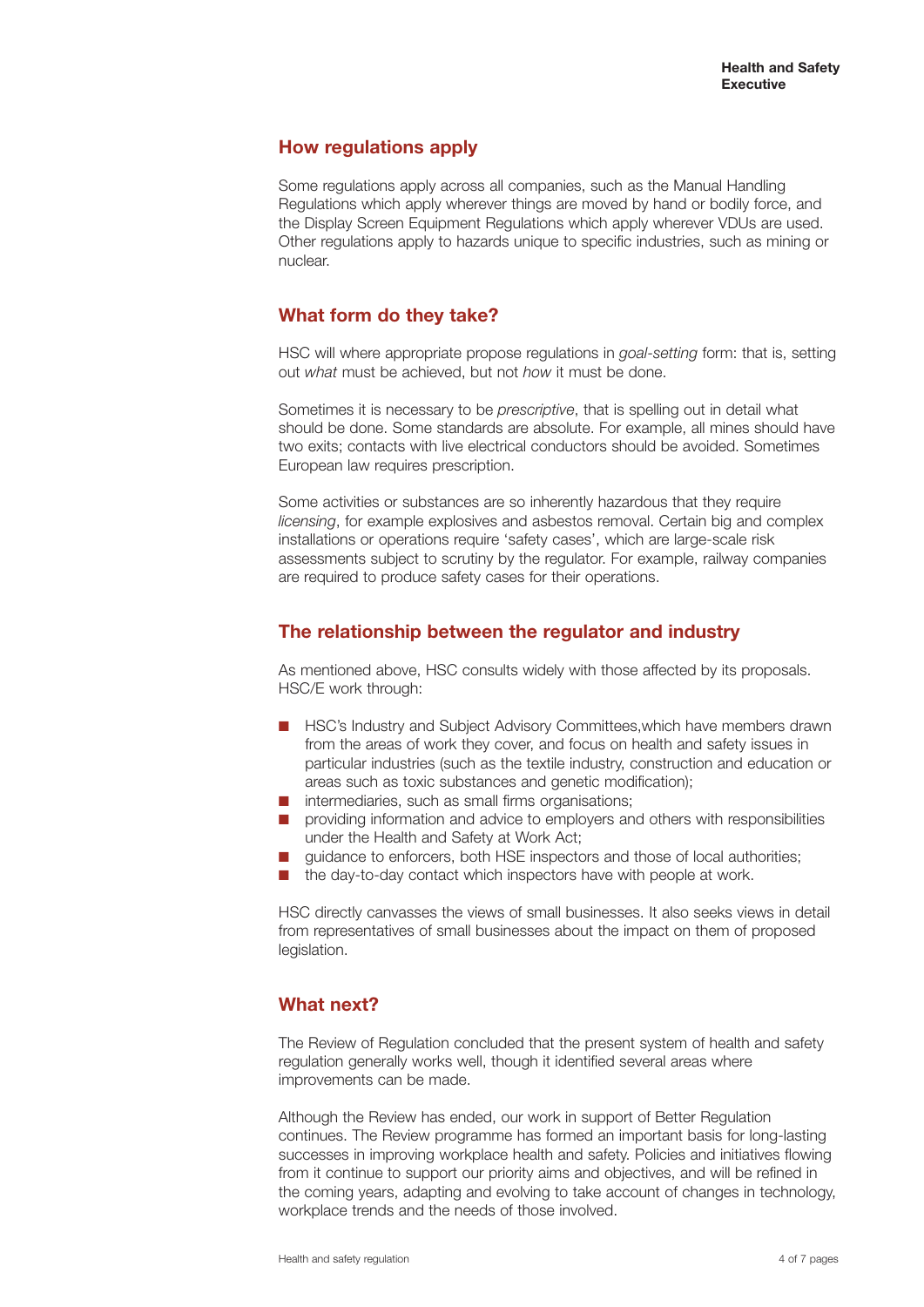## How regulations apply

Some regulations apply across all companies, such as the Manual Handling Regulations which apply wherever things are moved by hand or bodily force, and the Display Screen Equipment Regulations which apply wherever VDUs are used. Other regulations apply to hazards unique to specific industries, such as mining or nuclear.

## What form do they take?

HSC will where appropriate propose regulations in *goal-setting* form: that is, setting out *what* must be achieved, but not *how* it must be done.

Sometimes it is necessary to be *prescriptive*, that is spelling out in detail what should be done. Some standards are absolute. For example, all mines should have two exits; contacts with live electrical conductors should be avoided. Sometimes European law requires prescription.

Some activities or substances are so inherently hazardous that they require *licensing*, for example explosives and asbestos removal. Certain big and complex installations or operations require 'safety cases', which are large-scale risk assessments subject to scrutiny by the regulator. For example, railway companies are required to produce safety cases for their operations.

## The relationship between the regulator and industry

As mentioned above, HSC consults widely with those affected by its proposals. HSC/E work through:

- HSC's Industry and Subject Advisory Committees,which have members drawn from the areas of work they cover, and focus on health and safety issues in particular industries (such as the textile industry, construction and education or areas such as toxic substances and genetic modification);
- intermediaries, such as small firms organisations;
- providing information and advice to employers and others with responsibilities under the Health and Safety at Work Act;
- guidance to enforcers, both HSE inspectors and those of local authorities;
- the day-to-day contact which inspectors have with people at work.

HSC directly canvasses the views of small businesses. It also seeks views in detail from representatives of small businesses about the impact on them of proposed legislation.

## What next?

The Review of Regulation concluded that the present system of health and safety regulation generally works well, though it identified several areas where improvements can be made.

Although the Review has ended, our work in support of Better Regulation continues. The Review programme has formed an important basis for long-lasting successes in improving workplace health and safety. Policies and initiatives flowing from it continue to support our priority aims and objectives, and will be refined in the coming years, adapting and evolving to take account of changes in technology, workplace trends and the needs of those involved.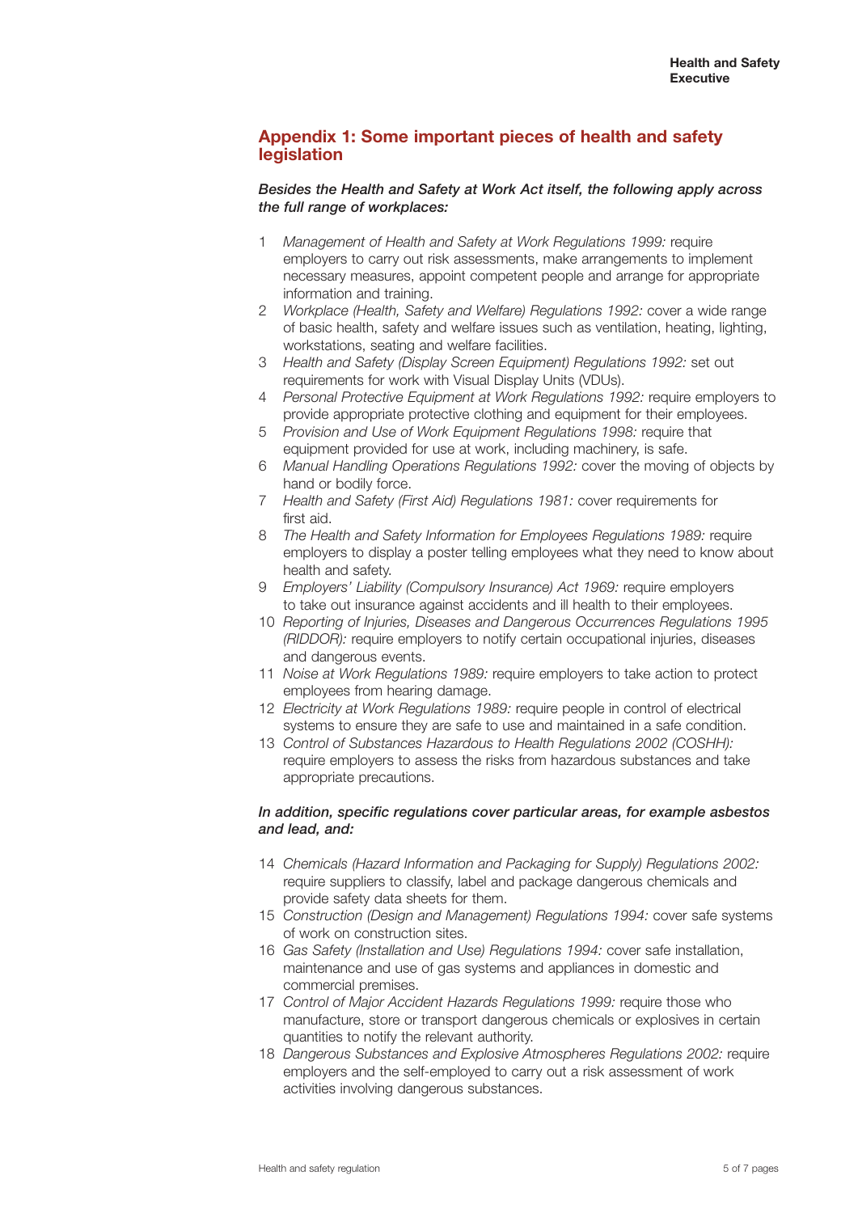## Appendix 1: Some important pieces of health and safety legislation

***Besides the Health and Safety at Work Act itself, the following apply across the full range of workplaces:***

1. *Management of Health and Safety at Work Regulations 1999:* require employers to carry out risk assessments, make arrangements to implement necessary measures, appoint competent people and arrange for appropriate information and training.
2. *Workplace (Health, Safety and Welfare) Regulations 1992:* cover a wide range of basic health, safety and welfare issues such as ventilation, heating, lighting, workstations, seating and welfare facilities.
3. *Health and Safety (Display Screen Equipment) Regulations 1992:* set out requirements for work with Visual Display Units (VDUs).
4. *Personal Protective Equipment at Work Regulations 1992:* require employers to provide appropriate protective clothing and equipment for their employees.
5. *Provision and Use of Work Equipment Regulations 1998:* require that equipment provided for use at work, including machinery, is safe.
6. *Manual Handling Operations Regulations 1992:* cover the moving of objects by hand or bodily force.
7. *Health and Safety (First Aid) Regulations 1981:* cover requirements for first aid.
8. *The Health and Safety Information for Employees Regulations 1989:* require employers to display a poster telling employees what they need to know about health and safety.
9. *Employers' Liability (Compulsory Insurance) Act 1969:* require employers to take out insurance against accidents and ill health to their employees.
10. *Reporting of Injuries, Diseases and Dangerous Occurrences Regulations 1995 (RIDDOR):* require employers to notify certain occupational injuries, diseases and dangerous events.
11. *Noise at Work Regulations 1989:* require employers to take action to protect employees from hearing damage.
12. *Electricity at Work Regulations 1989:* require people in control of electrical systems to ensure they are safe to use and maintained in a safe condition.
13. *Control of Substances Hazardous to Health Regulations 2002 (COSHH):* require employers to assess the risks from hazardous substances and take appropriate precautions.

***In addition, specific regulations cover particular areas, for example asbestos and lead, and:***

14. *Chemicals (Hazard Information and Packaging for Supply) Regulations 2002:* require suppliers to classify, label and package dangerous chemicals and provide safety data sheets for them.
15. *Construction (Design and Management) Regulations 1994:* cover safe systems of work on construction sites.
16. *Gas Safety (Installation and Use) Regulations 1994:* cover safe installation, maintenance and use of gas systems and appliances in domestic and commercial premises.
17. *Control of Major Accident Hazards Regulations 1999:* require those who manufacture, store or transport dangerous chemicals or explosives in certain quantities to notify the relevant authority.
18. *Dangerous Substances and Explosive Atmospheres Regulations 2002:* require employers and the self-employed to carry out a risk assessment of work activities involving dangerous substances.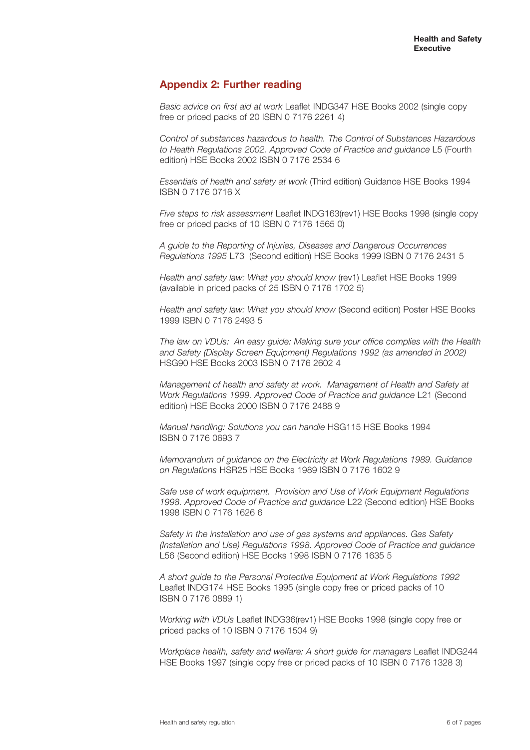## Appendix 2: Further reading

*Basic advice on first aid at work* Leaflet INDG347 HSE Books 2002 (single copy free or priced packs of 20 ISBN 0 7176 2261 4)

*Control of substances hazardous to health. The Control of Substances Hazardous to Health Regulations 2002. Approved Code of Practice and guidance* L5 (Fourth edition) HSE Books 2002 ISBN 0 7176 2534 6

*Essentials of health and safety at work* (Third edition) Guidance HSE Books 1994 ISBN 0 7176 0716 X

*Five steps to risk assessment* Leaflet INDG163(rev1) HSE Books 1998 (single copy free or priced packs of 10 ISBN 0 7176 1565 0)

*A guide to the Reporting of Injuries, Diseases and Dangerous Occurrences Regulations 1995* L73 (Second edition) HSE Books 1999 ISBN 0 7176 2431 5

*Health and safety law: What you should know* (rev1) Leaflet HSE Books 1999 (available in priced packs of 25 ISBN 0 7176 1702 5)

*Health and safety law: What you should know* (Second edition) Poster HSE Books 1999 ISBN 0 7176 2493 5

*The law on VDUs: An easy guide: Making sure your office complies with the Health and Safety (Display Screen Equipment) Regulations 1992 (as amended in 2002)* HSG90 HSE Books 2003 ISBN 0 7176 2602 4

*Management of health and safety at work. Management of Health and Safety at Work Regulations 1999. Approved Code of Practice and guidance* L21 (Second edition) HSE Books 2000 ISBN 0 7176 2488 9

*Manual handling: Solutions you can handle* HSG115 HSE Books 1994 ISBN 0 7176 0693 7

*Memorandum of guidance on the Electricity at Work Regulations 1989. Guidance on Regulations* HSR25 HSE Books 1989 ISBN 0 7176 1602 9

*Safe use of work equipment. Provision and Use of Work Equipment Regulations 1998. Approved Code of Practice and guidance* L22 (Second edition) HSE Books 1998 ISBN 0 7176 1626 6

*Safety in the installation and use of gas systems and appliances. Gas Safety (Installation and Use) Regulations 1998. Approved Code of Practice and guidance* L56 (Second edition) HSE Books 1998 ISBN 0 7176 1635 5

*A short guide to the Personal Protective Equipment at Work Regulations 1992* Leaflet INDG174 HSE Books 1995 (single copy free or priced packs of 10 ISBN 0 7176 0889 1)

*Working with VDUs* Leaflet INDG36(rev1) HSE Books 1998 (single copy free or priced packs of 10 ISBN 0 7176 1504 9)

*Workplace health, safety and welfare: A short guide for managers* Leaflet INDG244 HSE Books 1997 (single copy free or priced packs of 10 ISBN 0 7176 1328 3)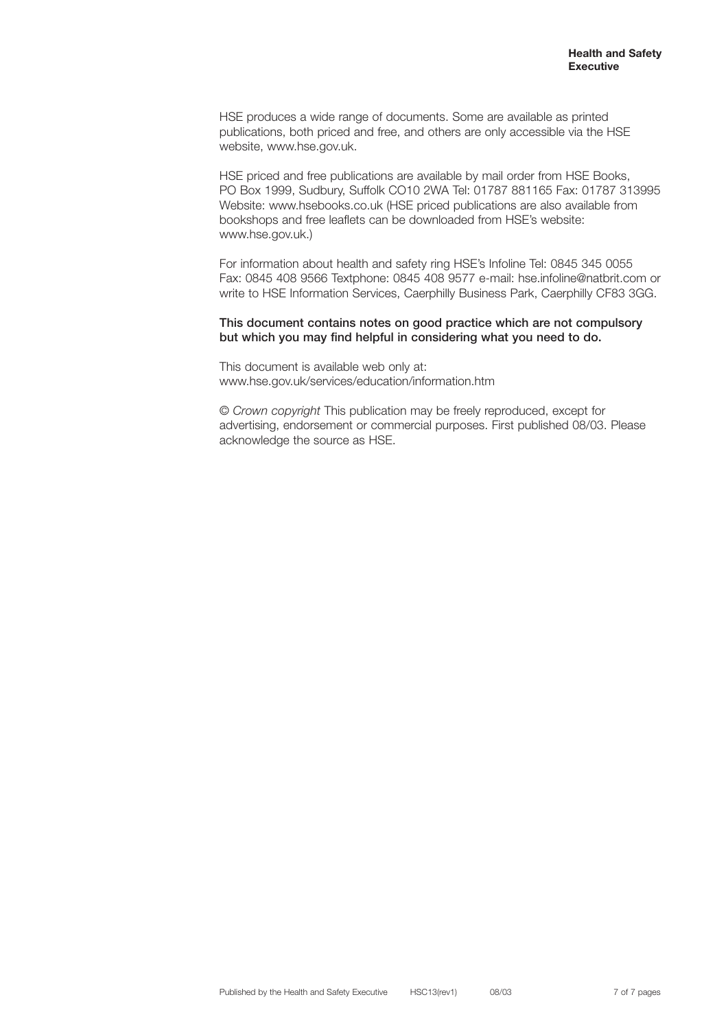HSE produces a wide range of documents. Some are available as printed publications, both priced and free, and others are only accessible via the HSE website, www.hse.gov.uk.

HSE priced and free publications are available by mail order from HSE Books, PO Box 1999, Sudbury, Suffolk CO10 2WA Tel: 01787 881165 Fax: 01787 313995 Website: www.hsebooks.co.uk (HSE priced publications are also available from bookshops and free leaflets can be downloaded from HSE's website: www.hse.gov.uk.)

For information about health and safety ring HSE's Infoline Tel: 0845 345 0055 Fax: 0845 408 9566 Textphone: 0845 408 9577 e-mail: hse.infoline@natbrit.com or write to HSE Information Services, Caerphilly Business Park, Caerphilly CF83 3GG.

**This document contains notes on good practice which are not compulsory but which you may find helpful in considering what you need to do.**

This document is available web only at: www.hse.gov.uk/services/education/information.htm

© *Crown copyright* This publication may be freely reproduced, except for advertising, endorsement or commercial purposes. First published 08/03. Please acknowledge the source as HSE.